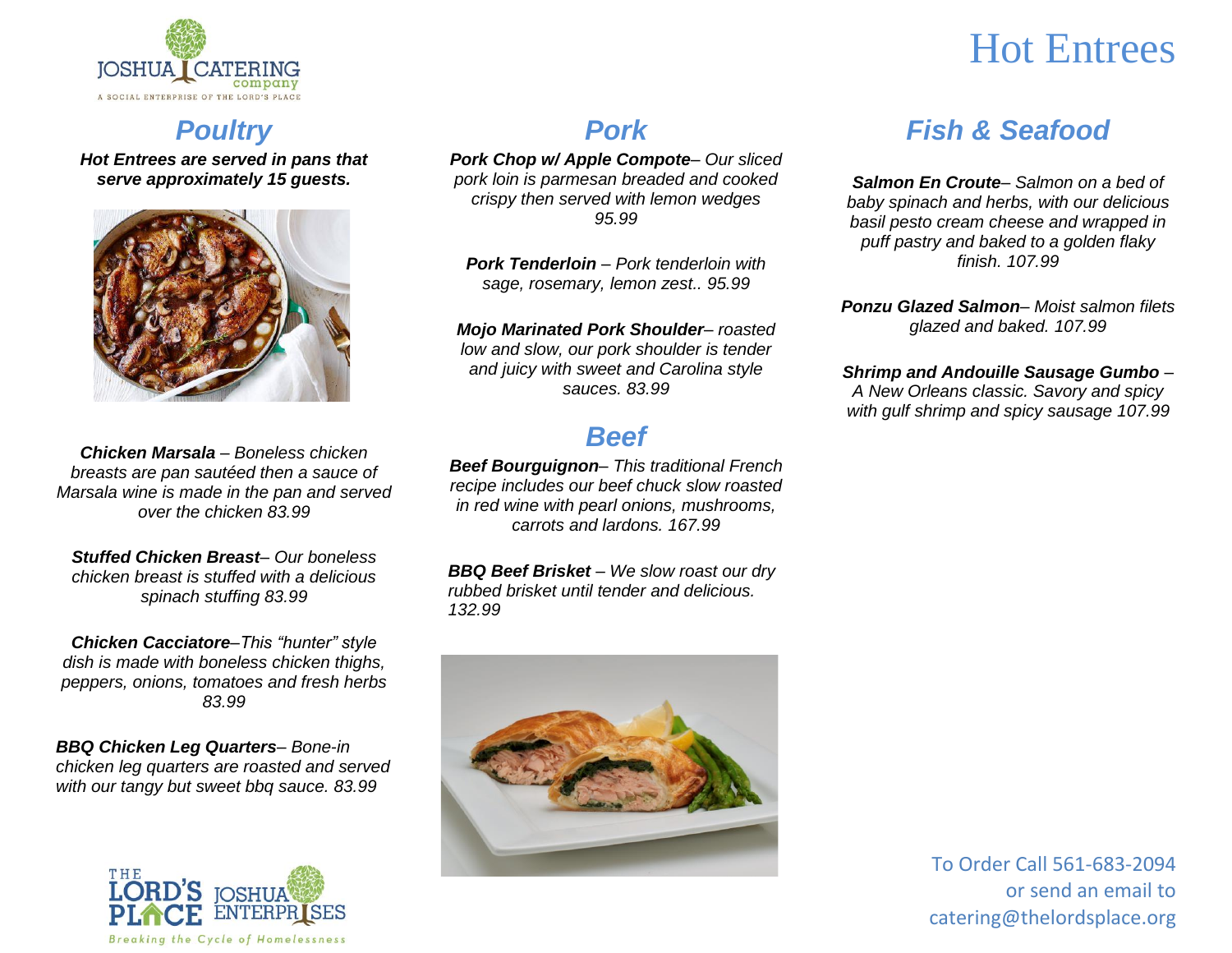# Hot Entrees

JOSHUA CATERING company
A SOCIAL ENTERPRISE OF THE LORD'S PLACE

## Poultry

***Hot Entrees are served in pans that serve approximately 15 guests.***

***Chicken Marsala*** *– Boneless chicken breasts are pan sautéed then a sauce of Marsala wine is made in the pan and served over the chicken 83.99*

***Stuffed Chicken Breast*** *– Our boneless chicken breast is stuffed with a delicious spinach stuffing 83.99*

***Chicken Cacciatore*** *–This "hunter" style dish is made with boneless chicken thighs, peppers, onions, tomatoes and fresh herbs 83.99*

***BBQ Chicken Leg Quarters*** *– Bone-in chicken leg quarters are roasted and served with our tangy but sweet bbq sauce. 83.99*

## Pork

***Pork Chop w/ Apple Compote*** *– Our sliced pork loin is parmesan breaded and cooked crispy then served with lemon wedges 95.99*

***Pork Tenderloin*** *– Pork tenderloin with sage, rosemary, lemon zest.. 95.99*

***Mojo Marinated Pork Shoulder*** *– roasted low and slow, our pork shoulder is tender and juicy with sweet and Carolina style sauces. 83.99*

## Beef

***Beef Bourguignon*** *– This traditional French recipe includes our beef chuck slow roasted in red wine with pearl onions, mushrooms, carrots and lardons. 167.99*

***BBQ Beef Brisket*** *– We slow roast our dry rubbed brisket until tender and delicious. 132.99*

## Fish & Seafood

***Salmon En Croute*** *– Salmon on a bed of baby spinach and herbs, with our delicious basil pesto cream cheese and wrapped in puff pastry and baked to a golden flaky finish. 107.99*

***Ponzu Glazed Salmon*** *– Moist salmon filets glazed and baked. 107.99*

***Shrimp and Andouille Sausage Gumbo*** *– A New Orleans classic. Savory and spicy with gulf shrimp and spicy sausage 107.99*

THE LORD'S PLACE JOSHUA ENTERPRISES
Breaking the Cycle of Homelessness

To Order Call 561-683-2094
or send an email to
catering@thelordsplace.org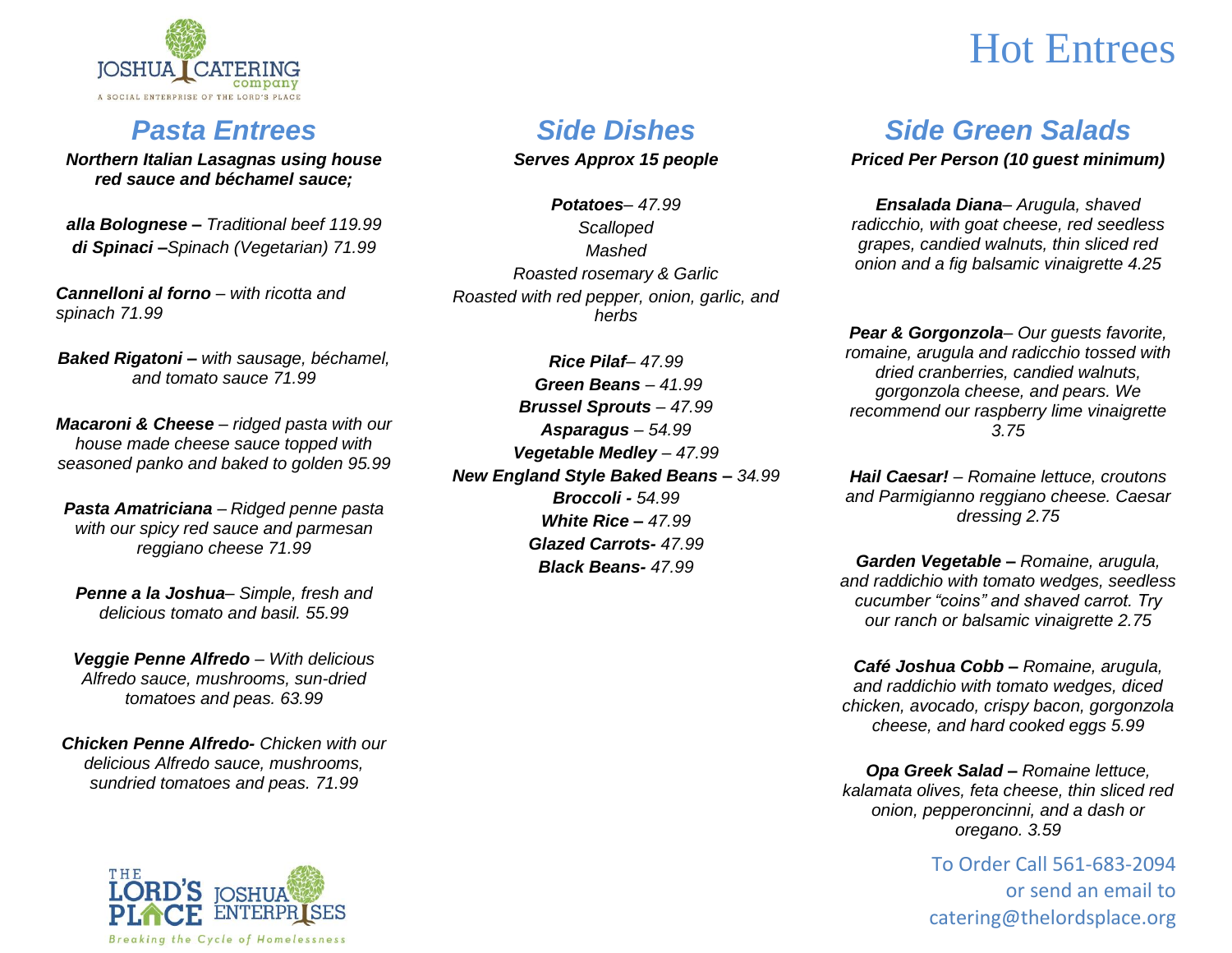JOSHUA CATERING company

A SOCIAL ENTERPRISE OF THE LORD'S PLACE

# Hot Entrees

## Pasta Entrees

***Northern Italian Lasagnas using house red sauce and béchamel sauce;***

***alla Bolognese –*** *Traditional beef 119.99*

***di Spinaci –****Spinach (Vegetarian) 71.99*

***Cannelloni al forno*** *– with ricotta and spinach 71.99*

***Baked Rigatoni –*** *with sausage, béchamel, and tomato sauce 71.99*

***Macaroni & Cheese*** *– ridged pasta with our house made cheese sauce topped with seasoned panko and baked to golden 95.99*

***Pasta Amatriciana*** *– Ridged penne pasta with our spicy red sauce and parmesan reggiano cheese 71.99*

***Penne a la Joshua****– Simple, fresh and delicious tomato and basil. 55.99*

***Veggie Penne Alfredo*** *– With delicious Alfredo sauce, mushrooms, sun-dried tomatoes and peas. 63.99*

***Chicken Penne Alfredo-*** *Chicken with our delicious Alfredo sauce, mushrooms, sundried tomatoes and peas. 71.99*

## Side Dishes

***Serves Approx 15 people***

***Potatoes****– 47.99*
*Scalloped*
*Mashed*
*Roasted rosemary & Garlic*
*Roasted with red pepper, onion, garlic, and herbs*

***Rice Pilaf****– 47.99*
***Green Beans*** *– 41.99*
***Brussel Sprouts*** *– 47.99*
***Asparagus*** *– 54.99*
***Vegetable Medley*** *– 47.99*
***New England Style Baked Beans –*** *34.99*
***Broccoli -*** *54.99*
***White Rice –*** *47.99*
***Glazed Carrots-*** *47.99*
***Black Beans-*** *47.99*

## Side Green Salads

***Priced Per Person (10 guest minimum)***

***Ensalada Diana****– Arugula, shaved radicchio, with goat cheese, red seedless grapes, candied walnuts, thin sliced red onion and a fig balsamic vinaigrette 4.25*

***Pear & Gorgonzola****– Our guests favorite, romaine, arugula and radicchio tossed with dried cranberries, candied walnuts, gorgonzola cheese, and pears. We recommend our raspberry lime vinaigrette 3.75*

***Hail Caesar!*** *– Romaine lettuce, croutons and Parmigianno reggiano cheese. Caesar dressing 2.75*

***Garden Vegetable –*** *Romaine, arugula, and raddichio with tomato wedges, seedless cucumber "coins" and shaved carrot. Try our ranch or balsamic vinaigrette 2.75*

***Café Joshua Cobb –*** *Romaine, arugula, and raddichio with tomato wedges, diced chicken, avocado, crispy bacon, gorgonzola cheese, and hard cooked eggs 5.99*

***Opa Greek Salad –*** *Romaine lettuce, kalamata olives, feta cheese, thin sliced red onion, pepperoncinni, and a dash or oregano. 3.59*

To Order Call 561-683-2094
or send an email to
catering@thelordsplace.org

THE LORD'S PLACE JOSHUA ENTERPRISES

Breaking the Cycle of Homelessness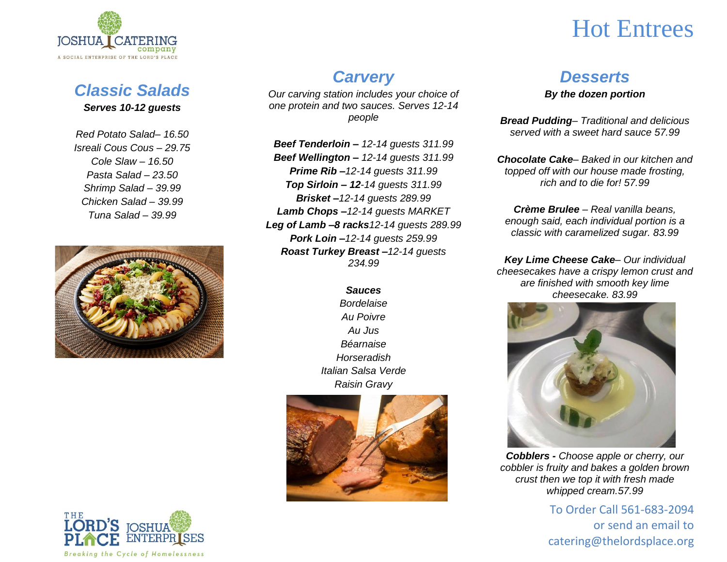# Hot Entrees

JOSHUA CATERING company
A SOCIAL ENTERPRISE OF THE LORD'S PLACE

## *Classic Salads*

***Serves 10-12 guests***

*Red Potato Salad– 16.50*
*Isreali Cous Cous – 29.75*
*Cole Slaw – 16.50*
*Pasta Salad – 23.50*
*Shrimp Salad – 39.99*
*Chicken Salad – 39.99*
*Tuna Salad – 39.99*

## *Carvery*

*Our carving station includes your choice of one protein and two sauces. Serves 12-14 people*

***Beef Tenderloin –*** *12-14 guests 311.99*
***Beef Wellington –*** *12-14 guests 311.99*
***Prime Rib –****12-14 guests 311.99*
***Top Sirloin – 12****-14 guests 311.99*
***Brisket –****12-14 guests 289.99*
***Lamb Chops –****12-14 guests MARKET*
***Leg of Lamb –8 racks****12-14 guests 289.99*
***Pork Loin –****12-14 guests 259.99*
***Roast Turkey Breast –****12-14 guests 234.99*

***Sauces***
*Bordelaise*
*Au Poivre*
*Au Jus*
*Béarnaise*
*Horseradish*
*Italian Salsa Verde*
*Raisin Gravy*

## *Desserts*

***By the dozen portion***

***Bread Pudding****– Traditional and delicious served with a sweet hard sauce 57.99*

***Chocolate Cake****– Baked in our kitchen and topped off with our house made frosting, rich and to die for! 57.99*

***Crème Brulee*** *– Real vanilla beans, enough said, each individual portion is a classic with caramelized sugar. 83.99*

***Key Lime Cheese Cake****– Our individual cheesecakes have a crispy lemon crust and are finished with smooth key lime cheesecake. 83.99*

***Cobblers -*** *Choose apple or cherry, our cobbler is fruity and bakes a golden brown crust then we top it with fresh made whipped cream.57.99*

To Order Call 561-683-2094
or send an email to
catering@thelordsplace.org

THE LORD'S PLACE JOSHUA ENTERPRISES
Breaking the Cycle of Homelessness